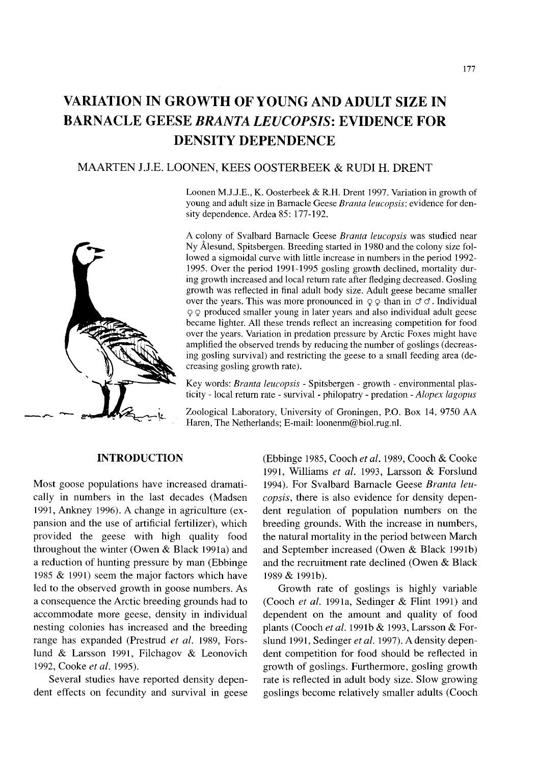# VARIATION IN GROWTH OF YOUNG AND ADULT SIZE IN BARNACLE GEESE *BRANTA LEUCOPSIS*: EVIDENCE FOR DENSITY DEPENDENCE

## MAARTEN J.J.E. LOONEN, KEES OOSTERBEEK & RUDI H. DRENT

Loonen M.J.J.E., K. Oosterbeek & R.H. Drent 1997. Variation in growth of young and adult size in Barnacle Geese *Branta leucopsis*: evidence for density dependence. Ardea 85: 177-192.

A colony of Svalbard Barnacle Geese *Branta leucopsis* was studied near Ny Ålesund, Spitsbergen. Breeding started in 1980 and the colony size followed a sigmoidal curve with little increase in numbers in the period 1992-1995. Over the period 1991-1995 gosling growth declined, mortality during growth increased and local return rate after fledging decreased. Gosling growth was reflected in final adult body size. Adult geese became smaller over the years. This was more pronounced in ♀♀ than in ♂♂. Individual ♀♀ produced smaller young in later years and also individual adult geese became lighter. All these trends reflect an increasing competition for food over the years. Variation in predation pressure by Arctic Foxes might have amplified the observed trends by reducing the number of goslings (decreasing gosling survival) and restricting the geese to a small feeding area (decreasing gosling growth rate).

Key words: *Branta leucopsis* - Spitsbergen - growth - environmental plasticity - local return rate - survival - philopatry - predation - *Alopex lagopus*

Zoological Laboratory, University of Groningen, P.O. Box 14, 9750 AA Haren, The Netherlands; E-mail: loonenm@biol.rug.nl.

## INTRODUCTION

Most goose populations have increased dramatically in numbers in the last decades (Madsen 1991, Ankney 1996). A change in agriculture (expansion and the use of artificial fertilizer), which provided the geese with high quality food throughout the winter (Owen & Black 1991a) and a reduction of hunting pressure by man (Ebbinge 1985 & 1991) seem the major factors which have led to the observed growth in goose numbers. As a consequence the Arctic breeding grounds had to accommodate more geese, density in individual nesting colonies has increased and the breeding range has expanded (Prestrud *et al.* 1989, Forslund & Larsson 1991, Filchagov & Leonovich 1992, Cooke *et al.* 1995).

Several studies have reported density dependent effects on fecundity and survival in geese (Ebbinge 1985, Cooch *et al.* 1989, Cooch & Cooke 1991, Williams *et al.* 1993, Larsson & Forslund 1994). For Svalbard Barnacle Geese *Branta leucopsis*, there is also evidence for density dependent regulation of population numbers on the breeding grounds. With the increase in numbers, the natural mortality in the period between March and September increased (Owen & Black 1991b) and the recruitment rate declined (Owen & Black 1989 & 1991b).

Growth rate of goslings is highly variable (Cooch *et al.* 1991a, Sedinger & Flint 1991) and dependent on the amount and quality of food plants (Cooch *et al.* 1991b & 1993, Larsson & Forslund 1991, Sedinger *et al.* 1997). A density dependent competition for food should be reflected in growth of goslings. Furthermore, gosling growth rate is reflected in adult body size. Slow growing goslings become relatively smaller adults (Cooch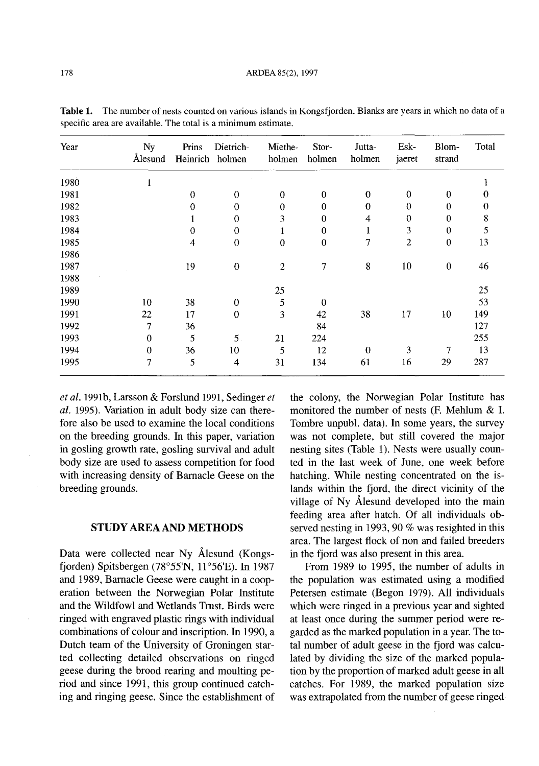**Table 1.** The number of nests counted on various islands in Kongsfjorden. Blanks are years in which no data of a specific area are available. The total is a minimum estimate.

| Year | Ny Ålesund | Prins Heinrich | Dietrich-holmen | Miethe-holmen | Stor-holmen | Jutta-holmen | Esk-jaeret | Blom-strand | Total |
|---|---|---|---|---|---|---|---|---|---|
| 1980 | 1 | | | | | | | | 1 |
| 1981 | | 0 | 0 | 0 | 0 | 0 | 0 | 0 | 0 |
| 1982 | | 0 | 0 | 0 | 0 | 0 | 0 | 0 | 0 |
| 1983 | | 1 | 0 | 3 | 0 | 4 | 0 | 0 | 8 |
| 1984 | | 0 | 0 | 1 | 0 | 1 | 3 | 0 | 5 |
| 1985 | | 4 | 0 | 0 | 0 | 7 | 2 | 0 | 13 |
| 1986 | | | | | | | | | |
| 1987 | | 19 | 0 | 2 | 7 | 8 | 10 | 0 | 46 |
| 1988 | | | | | | | | | |
| 1989 | | | | 25 | | | | | 25 |
| 1990 | 10 | 38 | 0 | 5 | 0 | | | | 53 |
| 1991 | 22 | 17 | 0 | 3 | 42 | 38 | 17 | 10 | 149 |
| 1992 | 7 | 36 | | | 84 | | | | 127 |
| 1993 | 0 | 5 | 5 | 21 | 224 | | | | 255 |
| 1994 | 0 | 36 | 10 | 5 | 12 | 0 | 3 | 7 | 13 |
| 1995 | 7 | 5 | 4 | 31 | 134 | 61 | 16 | 29 | 287 |

*et al.* 1991b, Larsson & Forslund 1991, Sedinger *et al.* 1995). Variation in adult body size can therefore also be used to examine the local conditions on the breeding grounds. In this paper, variation in gosling growth rate, gosling survival and adult body size are used to assess competition for food with increasing density of Barnacle Geese on the breeding grounds.

## STUDY AREA AND METHODS

Data were collected near Ny Ålesund (Kongsfjorden) Spitsbergen (78°55'N, 11°56'E). In 1987 and 1989, Barnacle Geese were caught in a cooperation between the Norwegian Polar Institute and the Wildfowl and Wetlands Trust. Birds were ringed with engraved plastic rings with individual combinations of colour and inscription. In 1990, a Dutch team of the University of Groningen started collecting detailed observations on ringed geese during the brood rearing and moulting period and since 1991, this group continued catching and ringing geese. Since the establishment of the colony, the Norwegian Polar Institute has monitored the number of nests (F. Mehlum & I. Tombre unpubl. data). In some years, the survey was not complete, but still covered the major nesting sites (Table 1). Nests were usually counted in the last week of June, one week before hatching. While nesting concentrated on the islands within the fjord, the direct vicinity of the village of Ny Ålesund developed into the main feeding area after hatch. Of all individuals observed nesting in 1993, 90 % was resighted in this area. The largest flock of non and failed breeders in the fjord was also present in this area.

From 1989 to 1995, the number of adults in the population was estimated using a modified Petersen estimate (Begon 1979). All individuals which were ringed in a previous year and sighted at least once during the summer period were regarded as the marked population in a year. The total number of adult geese in the fjord was calculated by dividing the size of the marked population by the proportion of marked adult geese in all catches. For 1989, the marked population size was extrapolated from the number of geese ringed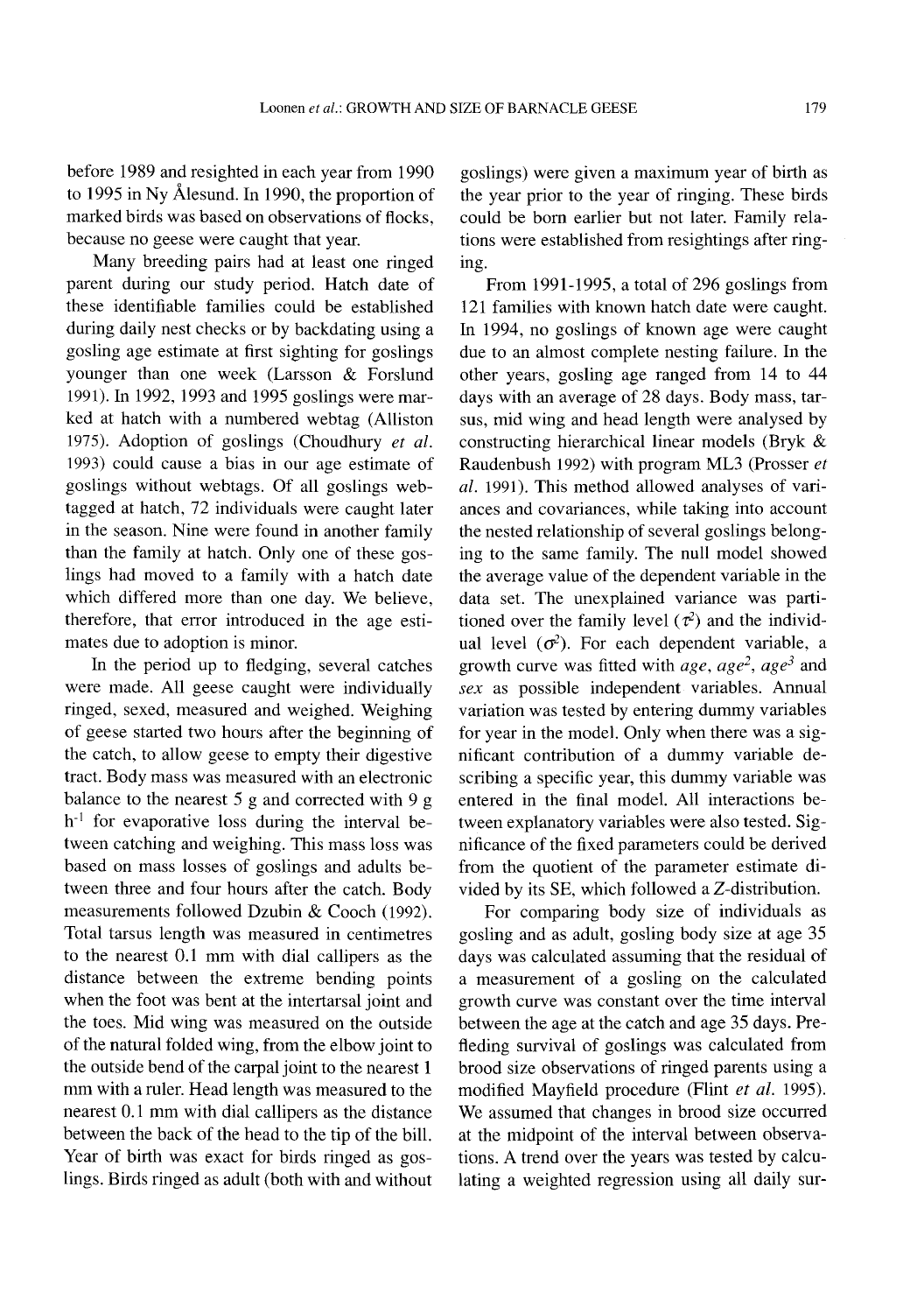before 1989 and resighted in each year from 1990 to 1995 in Ny Ålesund. In 1990, the proportion of marked birds was based on observations of flocks, because no geese were caught that year.

Many breeding pairs had at least one ringed parent during our study period. Hatch date of these identifiable families could be established during daily nest checks or by backdating using a gosling age estimate at first sighting for goslings younger than one week (Larsson & Forslund 1991). In 1992, 1993 and 1995 goslings were marked at hatch with a numbered webtag (Alliston 1975). Adoption of goslings (Choudhury *et al.* 1993) could cause a bias in our age estimate of goslings without webtags. Of all goslings webtagged at hatch, 72 individuals were caught later in the season. Nine were found in another family than the family at hatch. Only one of these goslings had moved to a family with a hatch date which differed more than one day. We believe, therefore, that error introduced in the age estimates due to adoption is minor.

In the period up to fledging, several catches were made. All geese caught were individually ringed, sexed, measured and weighed. Weighing of geese started two hours after the beginning of the catch, to allow geese to empty their digestive tract. Body mass was measured with an electronic balance to the nearest 5 g and corrected with 9 g $h^{-1}$ for evaporative loss during the interval between catching and weighing. This mass loss was based on mass losses of goslings and adults between three and four hours after the catch. Body measurements followed Dzubin & Cooch (1992). Total tarsus length was measured in centimetres to the nearest 0.1 mm with dial callipers as the distance between the extreme bending points when the foot was bent at the intertarsal joint and the toes. Mid wing was measured on the outside of the natural folded wing, from the elbow joint to the outside bend of the carpal joint to the nearest 1 mm with a ruler. Head length was measured to the nearest 0.1 mm with dial callipers as the distance between the back of the head to the tip of the bill. Year of birth was exact for birds ringed as goslings. Birds ringed as adult (both with and without goslings) were given a maximum year of birth as the year prior to the year of ringing. These birds could be born earlier but not later. Family relations were established from resightings after ringing.

From 1991-1995, a total of 296 goslings from 121 families with known hatch date were caught. In 1994, no goslings of known age were caught due to an almost complete nesting failure. In the other years, gosling age ranged from 14 to 44 days with an average of 28 days. Body mass, tarsus, mid wing and head length were analysed by constructing hierarchical linear models (Bryk & Raudenbush 1992) with program ML3 (Prosser *et al.* 1991). This method allowed analyses of variances and covariances, while taking into account the nested relationship of several goslings belonging to the same family. The null model showed the average value of the dependent variable in the data set. The unexplained variance was partitioned over the family level ($\tau^2$) and the individual level ($\sigma^2$). For each dependent variable, a growth curve was fitted with *age*, $age^2$, $age^3$ and *sex* as possible independent variables. Annual variation was tested by entering dummy variables for year in the model. Only when there was a significant contribution of a dummy variable describing a specific year, this dummy variable was entered in the final model. All interactions between explanatory variables were also tested. Significance of the fixed parameters could be derived from the quotient of the parameter estimate divided by its SE, which followed a Z-distribution.

For comparing body size of individuals as gosling and as adult, gosling body size at age 35 days was calculated assuming that the residual of a measurement of a gosling on the calculated growth curve was constant over the time interval between the age at the catch and age 35 days. Prefleding survival of goslings was calculated from brood size observations of ringed parents using a modified Mayfield procedure (Flint *et al.* 1995). We assumed that changes in brood size occurred at the midpoint of the interval between observations. A trend over the years was tested by calculating a weighted regression using all daily sur-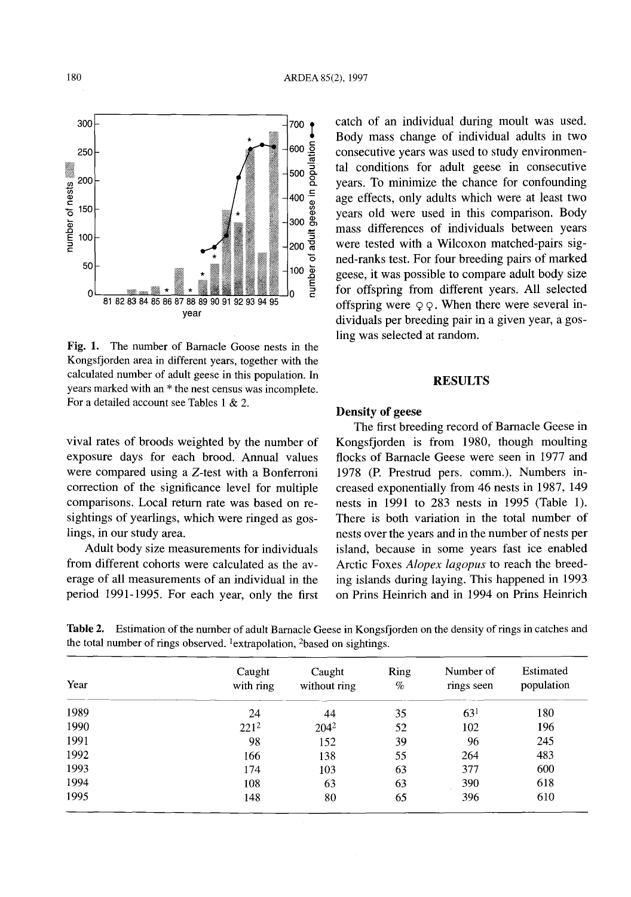Fig. 1. The number of Barnacle Goose nests in the Kongsfjorden area in different years, together with the calculated number of adult geese in this population. In years marked with an * the nest census was incomplete. For a detailed account see Tables 1 & 2.

vival rates of broods weighted by the number of exposure days for each brood. Annual values were compared using a Z-test with a Bonferroni correction of the significance level for multiple comparisons. Local return rate was based on resightings of yearlings, which were ringed as goslings, in our study area.

Adult body size measurements for individuals from different cohorts were calculated as the average of all measurements of an individual in the period 1991-1995. For each year, only the first catch of an individual during moult was used. Body mass change of individual adults in two consecutive years was used to study environmental conditions for adult geese in consecutive years. To minimize the chance for confounding age effects, only adults which were at least two years old were used in this comparison. Body mass differences of individuals between years were tested with a Wilcoxon matched-pairs signed-ranks test. For four breeding pairs of marked geese, it was possible to compare adult body size for offspring from different years. All selected offspring were ♀♀. When there were several individuals per breeding pair in a given year, a gosling was selected at random.

## RESULTS

### Density of geese

The first breeding record of Barnacle Geese in Kongsfjorden is from 1980, though moulting flocks of Barnacle Geese were seen in 1977 and 1978 (P. Prestrud pers. comm.). Numbers increased exponentially from 46 nests in 1987, 149 nests in 1991 to 283 nests in 1995 (Table 1). There is both variation in the total number of nests over the years and in the number of nests per island, because in some years fast ice enabled Arctic Foxes *Alopex lagopus* to reach the breeding islands during laying. This happened in 1993 on Prins Heinrich and in 1994 on Prins Heinrich

**Table 2.** Estimation of the number of adult Barnacle Geese in Kongsfjorden on the density of rings in catches and the total number of rings observed. [1]extrapolation, [2]based on sightings.

| Year | Caught with ring | Caught without ring | Ring % | Number of rings seen | Estimated population |
|---|---|---|---|---|---|
| 1989 | 24 | 44 | 35 | 63[1] | 180 |
| 1990 | 221[2] | 204[2] | 52 | 102 | 196 |
| 1991 | 98 | 152 | 39 | 96 | 245 |
| 1992 | 166 | 138 | 55 | 264 | 483 |
| 1993 | 174 | 103 | 63 | 377 | 600 |
| 1994 | 108 | 63 | 63 | 390 | 618 |
| 1995 | 148 | 80 | 65 | 396 | 610 |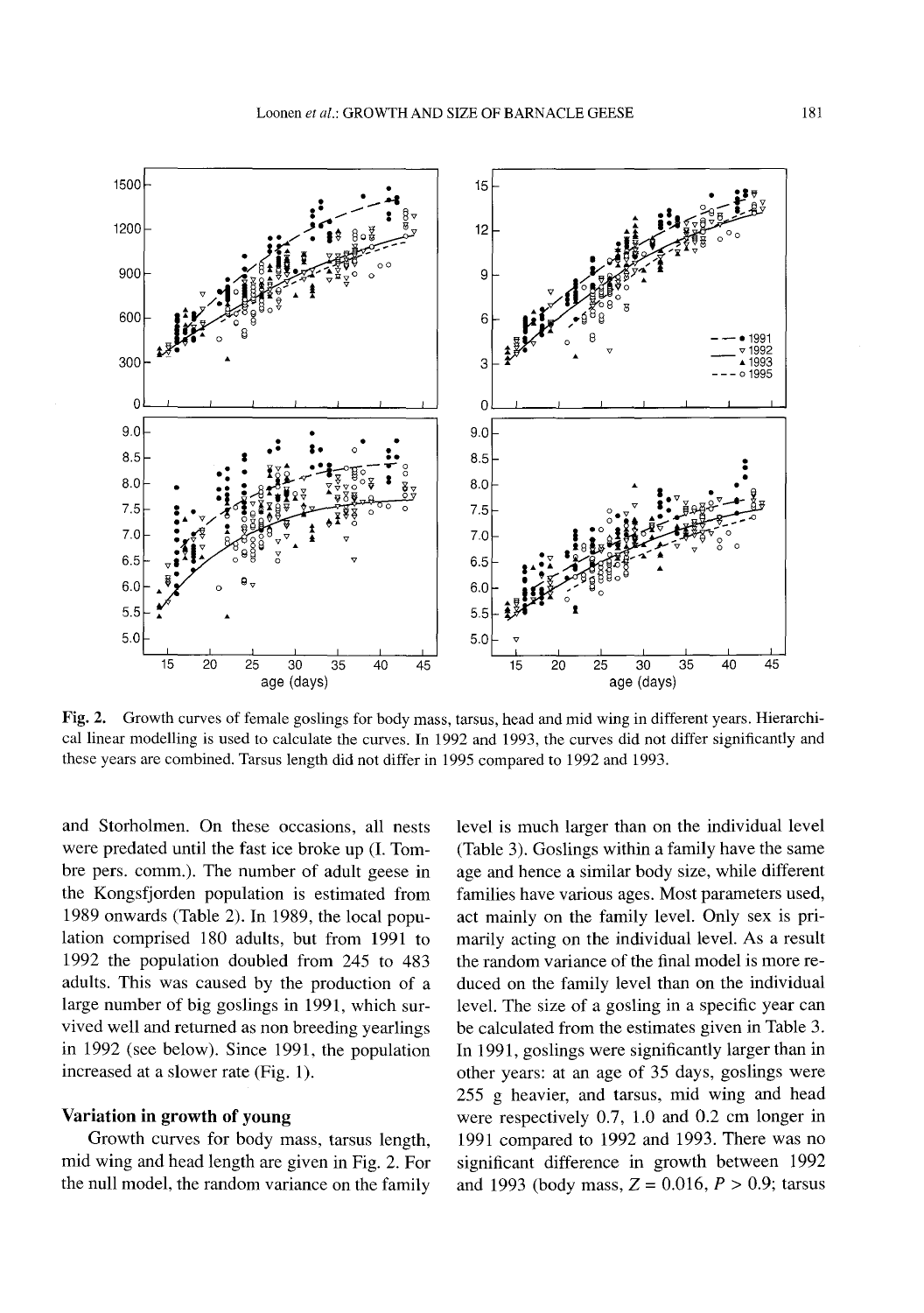Fig. 2. Growth curves of female goslings for body mass, tarsus, head and mid wing in different years. Hierarchical linear modelling is used to calculate the curves. In 1992 and 1993, the curves did not differ significantly and these years are combined. Tarsus length did not differ in 1995 compared to 1992 and 1993.

and Storholmen. On these occasions, all nests were predated until the fast ice broke up (I. Tombre pers. comm.). The number of adult geese in the Kongsfjorden population is estimated from 1989 onwards (Table 2). In 1989, the local population comprised 180 adults, but from 1991 to 1992 the population doubled from 245 to 483 adults. This was caused by the production of a large number of big goslings in 1991, which survived well and returned as non breeding yearlings in 1992 (see below). Since 1991, the population increased at a slower rate (Fig. 1).

### Variation in growth of young

Growth curves for body mass, tarsus length, mid wing and head length are given in Fig. 2. For the null model, the random variance on the family level is much larger than on the individual level (Table 3). Goslings within a family have the same age and hence a similar body size, while different families have various ages. Most parameters used, act mainly on the family level. Only sex is primarily acting on the individual level. As a result the random variance of the final model is more reduced on the family level than on the individual level. The size of a gosling in a specific year can be calculated from the estimates given in Table 3. In 1991, goslings were significantly larger than in other years: at an age of 35 days, goslings were 255 g heavier, and tarsus, mid wing and head were respectively 0.7, 1.0 and 0.2 cm longer in 1991 compared to 1992 and 1993. There was no significant difference in growth between 1992 and 1993 (body mass, $Z = 0.016$, $P > 0.9$; tarsus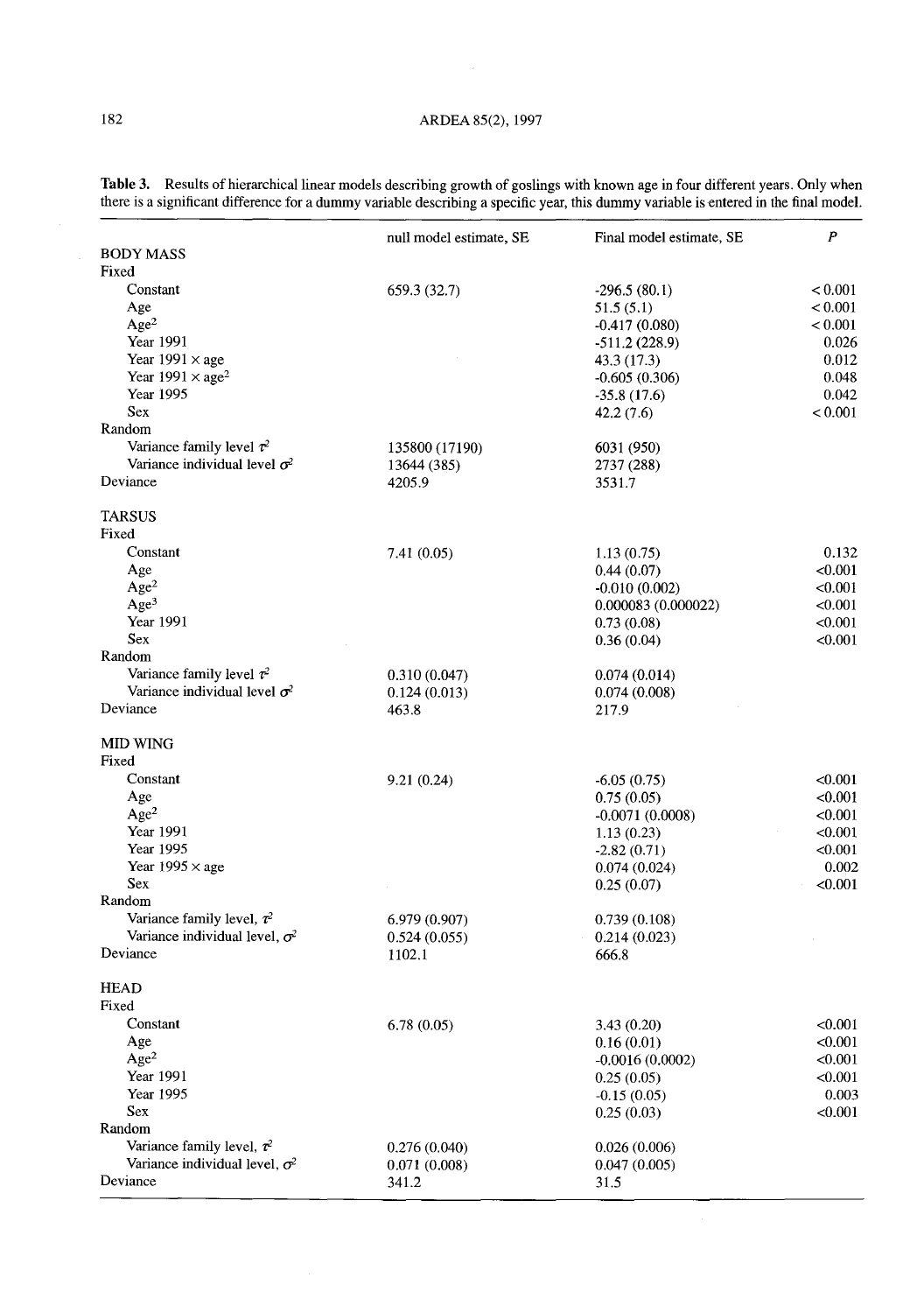**Table 3.** Results of hierarchical linear models describing growth of goslings with known age in four different years. Only when there is a significant difference for a dummy variable describing a specific year, this dummy variable is entered in the final model.

| | null model estimate, SE | Final model estimate, SE | $P$ |
|---|---|---|---|
| **BODY MASS** | | | |
| Fixed | | | |
| Constant | 659.3 (32.7) | -296.5 (80.1) | < 0.001 |
| Age | | 51.5 (5.1) | < 0.001 |
| Age$^2$ | | -0.417 (0.080) | < 0.001 |
| Year 1991 | | -511.2 (228.9) | 0.026 |
| Year 1991 × age | | 43.3 (17.3) | 0.012 |
| Year 1991 × age$^2$ | | -0.605 (0.306) | 0.048 |
| Year 1995 | | -35.8 (17.6) | 0.042 |
| Sex | | 42.2 (7.6) | < 0.001 |
| Random | | | |
| Variance family level $\tau^2$ | 135800 (17190) | 6031 (950) | |
| Variance individual level $\sigma^2$ | 13644 (385) | 2737 (288) | |
| Deviance | 4205.9 | 3531.7 | |
| **TARSUS** | | | |
| Fixed | | | |
| Constant | 7.41 (0.05) | 1.13 (0.75) | 0.132 |
| Age | | 0.44 (0.07) | <0.001 |
| Age$^2$ | | -0.010 (0.002) | <0.001 |
| Age$^3$ | | 0.000083 (0.000022) | <0.001 |
| Year 1991 | | 0.73 (0.08) | <0.001 |
| Sex | | 0.36 (0.04) | <0.001 |
| Random | | | |
| Variance family level $\tau^2$ | 0.310 (0.047) | 0.074 (0.014) | |
| Variance individual level $\sigma^2$ | 0.124 (0.013) | 0.074 (0.008) | |
| Deviance | 463.8 | 217.9 | |
| **MID WING** | | | |
| Fixed | | | |
| Constant | 9.21 (0.24) | -6.05 (0.75) | <0.001 |
| Age | | 0.75 (0.05) | <0.001 |
| Age$^2$ | | -0.0071 (0.0008) | <0.001 |
| Year 1991 | | 1.13 (0.23) | <0.001 |
| Year 1995 | | -2.82 (0.71) | <0.001 |
| Year 1995 × age | | 0.074 (0.024) | 0.002 |
| Sex | | 0.25 (0.07) | <0.001 |
| Random | | | |
| Variance family level, $\tau^2$ | 6.979 (0.907) | 0.739 (0.108) | |
| Variance individual level, $\sigma^2$ | 0.524 (0.055) | 0.214 (0.023) | |
| Deviance | 1102.1 | 666.8 | |
| **HEAD** | | | |
| Fixed | | | |
| Constant | 6.78 (0.05) | 3.43 (0.20) | <0.001 |
| Age | | 0.16 (0.01) | <0.001 |
| Age$^2$ | | -0.0016 (0.0002) | <0.001 |
| Year 1991 | | 0.25 (0.05) | <0.001 |
| Year 1995 | | -0.15 (0.05) | 0.003 |
| Sex | | 0.25 (0.03) | <0.001 |
| Random | | | |
| Variance family level, $\tau^2$ | 0.276 (0.040) | 0.026 (0.006) | |
| Variance individual level, $\sigma^2$ | 0.071 (0.008) | 0.047 (0.005) | |
| Deviance | 341.2 | 31.5 | |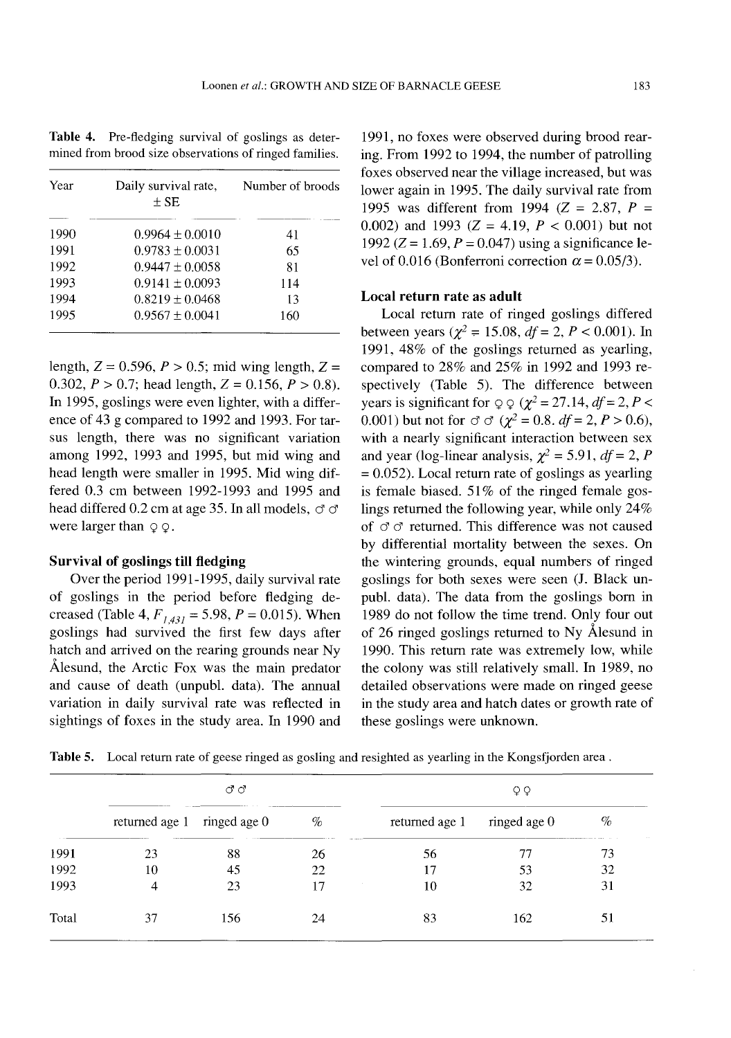**Table 4.** Pre-fledging survival of goslings as determined from brood size observations of ringed families.

| Year | Daily survival rate, ± SE | Number of broods |
|---|---|---|
| 1990 | 0.9964 ± 0.0010 | 41 |
| 1991 | 0.9783 ± 0.0031 | 65 |
| 1992 | 0.9447 ± 0.0058 | 81 |
| 1993 | 0.9141 ± 0.0093 | 114 |
| 1994 | 0.8219 ± 0.0468 | 13 |
| 1995 | 0.9567 ± 0.0041 | 160 |

length, $Z = 0.596$, $P > 0.5$; mid wing length, $Z = 0.302$, $P > 0.7$; head length, $Z = 0.156$, $P > 0.8$). In 1995, goslings were even lighter, with a difference of 43 g compared to 1992 and 1993. For tarsus length, there was no significant variation among 1992, 1993 and 1995, but mid wing and head length were smaller in 1995. Mid wing differed 0.3 cm between 1992-1993 and 1995 and head differed 0.2 cm at age 35. In all models, ♂♂ were larger than ♀♀.

### Survival of goslings till fledging

Over the period 1991-1995, daily survival rate of goslings in the period before fledging decreased (Table 4, $F_{1,431} = 5.98$, $P = 0.015$). When goslings had survived the first few days after hatch and arrived on the rearing grounds near Ny Ålesund, the Arctic Fox was the main predator and cause of death (unpubl. data). The annual variation in daily survival rate was reflected in sightings of foxes in the study area. In 1990 and 1991, no foxes were observed during brood rearing. From 1992 to 1994, the number of patrolling foxes observed near the village increased, but was lower again in 1995. The daily survival rate from 1995 was different from 1994 ($Z = 2.87$, $P = 0.002$) and 1993 ($Z = 4.19$, $P < 0.001$) but not 1992 ($Z = 1.69$, $P = 0.047$) using a significance level of 0.016 (Bonferroni correction $\alpha = 0.05/3$).

### Local return rate as adult

Local return rate of ringed goslings differed between years ($\chi^2 = 15.08$, $df = 2$, $P < 0.001$). In 1991, 48% of the goslings returned as yearling, compared to 28% and 25% in 1992 and 1993 respectively (Table 5). The difference between years is significant for ♀♀ ($\chi^2 = 27.14$, $df = 2$, $P < 0.001$) but not for ♂♂ ($\chi^2 = 0.8$. $df = 2$, $P > 0.6$), with a nearly significant interaction between sex and year (log-linear analysis, $\chi^2 = 5.91$, $df = 2$, $P = 0.052$). Local return rate of goslings as yearling is female biased. 51% of the ringed female goslings returned the following year, while only 24% of ♂♂ returned. This difference was not caused by differential mortality between the sexes. On the wintering grounds, equal numbers of ringed goslings for both sexes were seen (J. Black unpubl. data). The data from the goslings born in 1989 do not follow the time trend. Only four out of 26 ringed goslings returned to Ny Ålesund in 1990. This return rate was extremely low, while the colony was still relatively small. In 1989, no detailed observations were made on ringed geese in the study area and hatch dates or growth rate of these goslings were unknown.

**Table 5.** Local return rate of geese ringed as gosling and resighted as yearling in the Kongsfjorden area .

| | ♂♂ | | | ♀♀ | | |
|---|---|---|---|---|---|---|
| | returned age 1 | ringed age 0 | % | returned age 1 | ringed age 0 | % |
| 1991 | 23 | 88 | 26 | 56 | 77 | 73 |
| 1992 | 10 | 45 | 22 | 17 | 53 | 32 |
| 1993 | 4 | 23 | 17 | 10 | 32 | 31 |
| Total | 37 | 156 | 24 | 83 | 162 | 51 |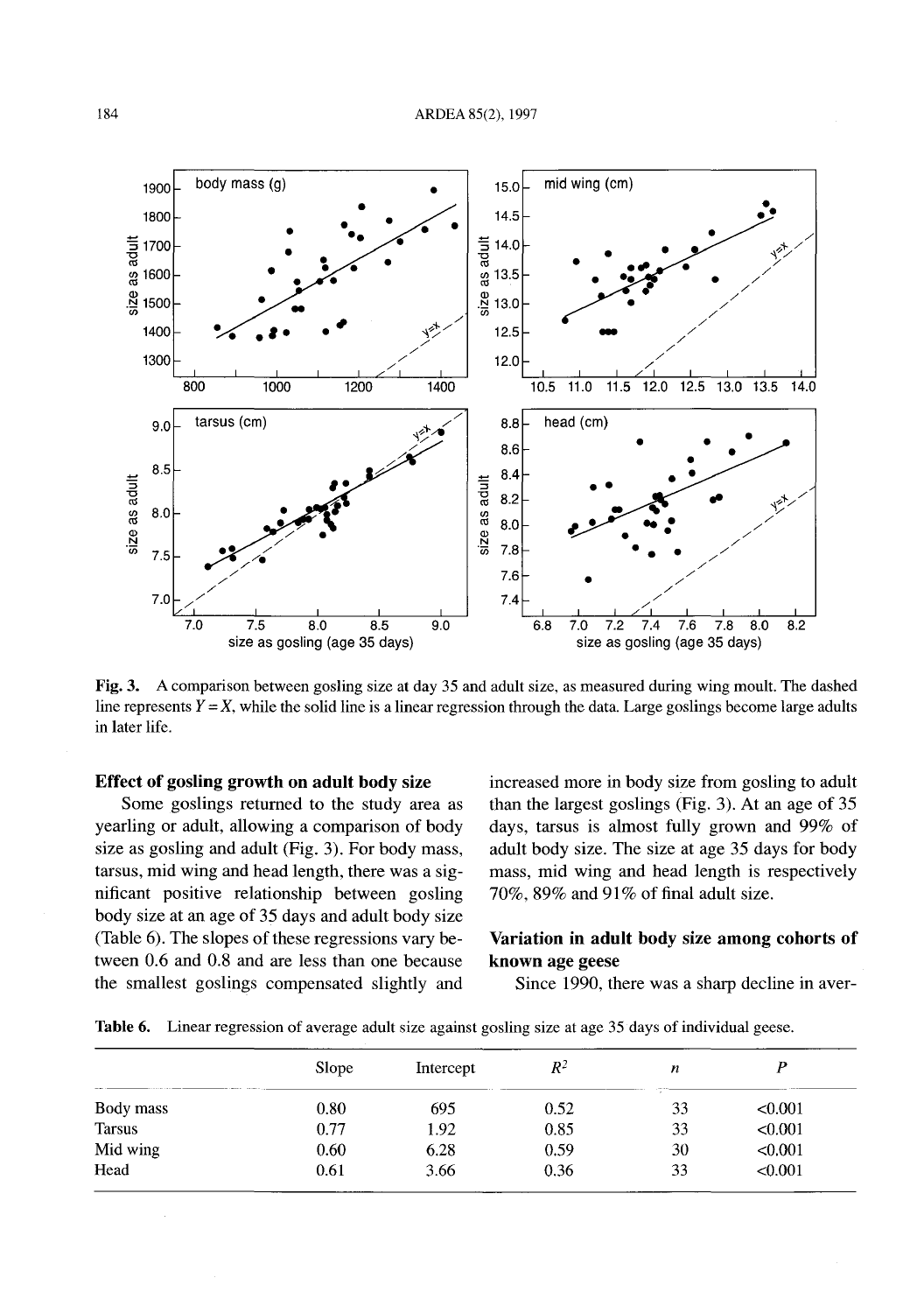**Fig. 3.** A comparison between gosling size at day 35 and adult size, as measured during wing moult. The dashed line represents $Y = X$, while the solid line is a linear regression through the data. Large goslings become large adults in later life.

### Effect of gosling growth on adult body size

Some goslings returned to the study area as yearling or adult, allowing a comparison of body size as gosling and adult (Fig. 3). For body mass, tarsus, mid wing and head length, there was a significant positive relationship between gosling body size at an age of 35 days and adult body size (Table 6). The slopes of these regressions vary between 0.6 and 0.8 and are less than one because the smallest goslings compensated slightly and increased more in body size from gosling to adult than the largest goslings (Fig. 3). At an age of 35 days, tarsus is almost fully grown and 99% of adult body size. The size at age 35 days for body mass, mid wing and head length is respectively 70%, 89% and 91% of final adult size.

### Variation in adult body size among cohorts of known age geese

Since 1990, there was a sharp decline in aver-

**Table 6.** Linear regression of average adult size against gosling size at age 35 days of individual geese.

| | Slope | Intercept | $R^2$ | $n$ | $P$ |
|---|---|---|---|---|---|
| Body mass | 0.80 | 695 | 0.52 | 33 | <0.001 |
| Tarsus | 0.77 | 1.92 | 0.85 | 33 | <0.001 |
| Mid wing | 0.60 | 6.28 | 0.59 | 30 | <0.001 |
| Head | 0.61 | 3.66 | 0.36 | 33 | <0.001 |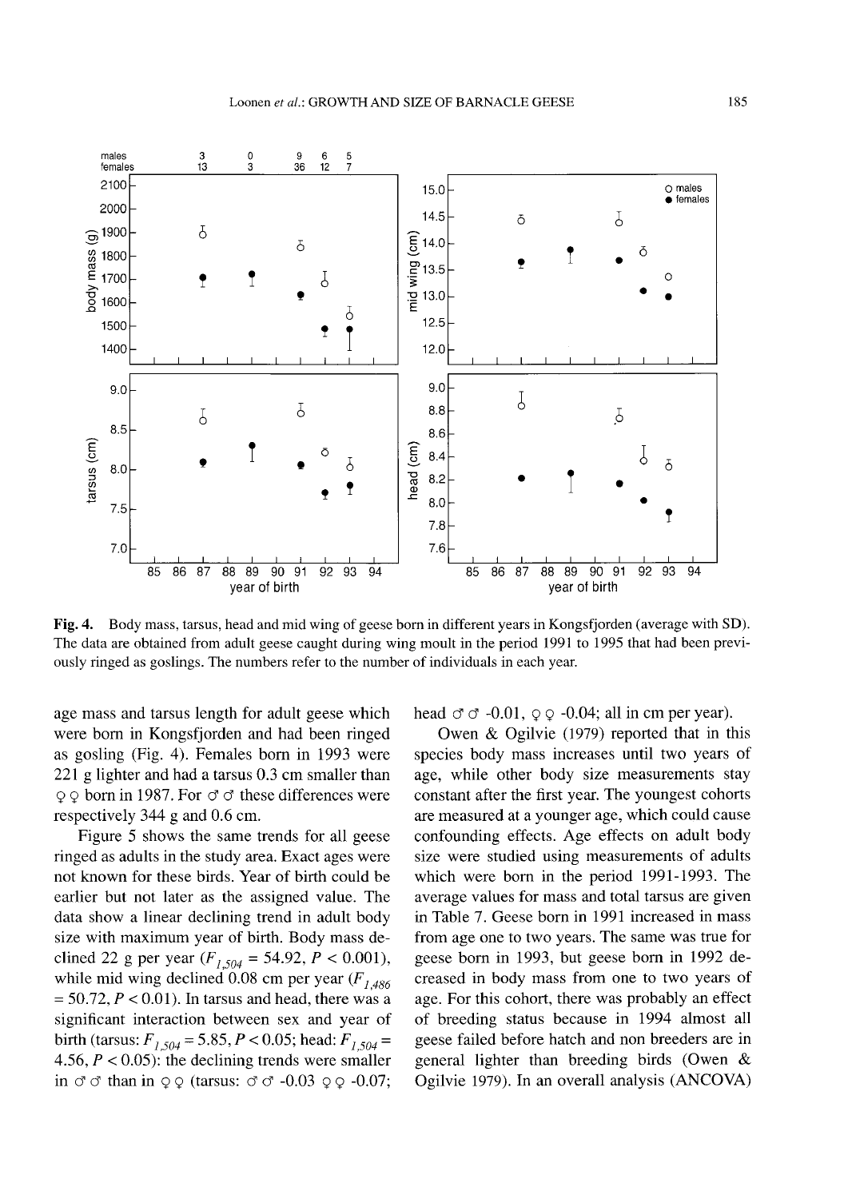**Fig. 4.** Body mass, tarsus, head and mid wing of geese born in different years in Kongsfjorden (average with SD). The data are obtained from adult geese caught during wing moult in the period 1991 to 1995 that had been previously ringed as goslings. The numbers refer to the number of individuals in each year.

age mass and tarsus length for adult geese which were born in Kongsfjorden and had been ringed as gosling (Fig. 4). Females born in 1993 were 221 g lighter and had a tarsus 0.3 cm smaller than ♀♀ born in 1987. For ♂♂ these differences were respectively 344 g and 0.6 cm.

Figure 5 shows the same trends for all geese ringed as adults in the study area. Exact ages were not known for these birds. Year of birth could be earlier but not later as the assigned value. The data show a linear declining trend in adult body size with maximum year of birth. Body mass declined 22 g per year ($F_{1,504}$ = 54.92, $P < 0.001$), while mid wing declined 0.08 cm per year ($F_{1,486}$ = 50.72, $P < 0.01$). In tarsus and head, there was a significant interaction between sex and year of birth (tarsus: $F_{1,504}$ = 5.85, $P < 0.05$; head: $F_{1,504}$ = 4.56, $P < 0.05$): the declining trends were smaller in ♂♂ than in ♀♀ (tarsus: ♂♂ -0.03 ♀♀ -0.07; head ♂♂ -0.01, ♀♀ -0.04; all in cm per year).

Owen & Ogilvie (1979) reported that in this species body mass increases until two years of age, while other body size measurements stay constant after the first year. The youngest cohorts are measured at a younger age, which could cause confounding effects. Age effects on adult body size were studied using measurements of adults which were born in the period 1991-1993. The average values for mass and total tarsus are given in Table 7. Geese born in 1991 increased in mass from age one to two years. The same was true for geese born in 1993, but geese born in 1992 decreased in body mass from one to two years of age. For this cohort, there was probably an effect of breeding status because in 1994 almost all geese failed before hatch and non breeders are in general lighter than breeding birds (Owen & Ogilvie 1979). In an overall analysis (ANCOVA)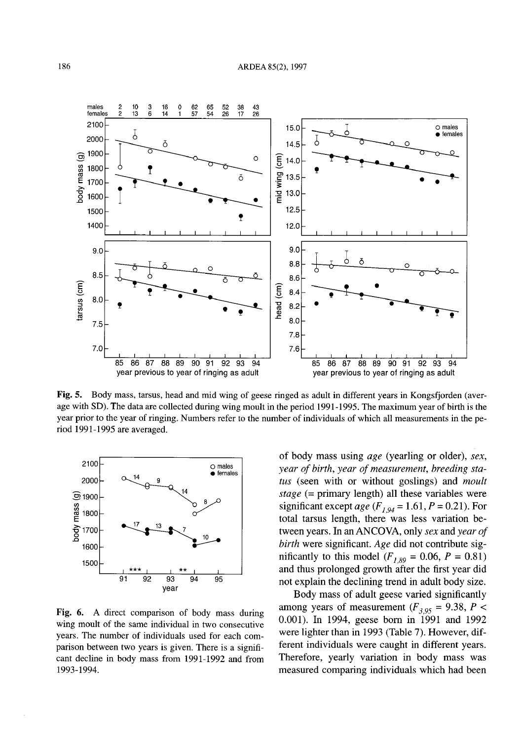**Fig. 5.** Body mass, tarsus, head and mid wing of geese ringed as adult in different years in Kongsfjorden (average with SD). The data are collected during wing moult in the period 1991-1995. The maximum year of birth is the year prior to the year of ringing. Numbers refer to the number of individuals of which all measurements in the period 1991-1995 are averaged.

**Fig. 6.** A direct comparison of body mass during wing moult of the same individual in two consecutive years. The number of individuals used for each comparison between two years is given. There is a significant decline in body mass from 1991-1992 and from 1993-1994.

of body mass using *age* (yearling or older), *sex*, *year of birth*, *year of measurement*, *breeding status* (seen with or without goslings) and *moult stage* (= primary length) all these variables were significant except *age* ($F_{1,94}$ = 1.61, $P$ = 0.21). For total tarsus length, there was less variation between years. In an ANCOVA, only *sex* and *year of birth* were significant. *Age* did not contribute significantly to this model ($F_{1,89}$ = 0.06, $P$ = 0.81) and thus prolonged growth after the first year did not explain the declining trend in adult body size.

Body mass of adult geese varied significantly among years of measurement ($F_{3,95}$ = 9.38, $P$ < 0.001). In 1994, geese born in 1991 and 1992 were lighter than in 1993 (Table 7). However, different individuals were caught in different years. Therefore, yearly variation in body mass was measured comparing individuals which had been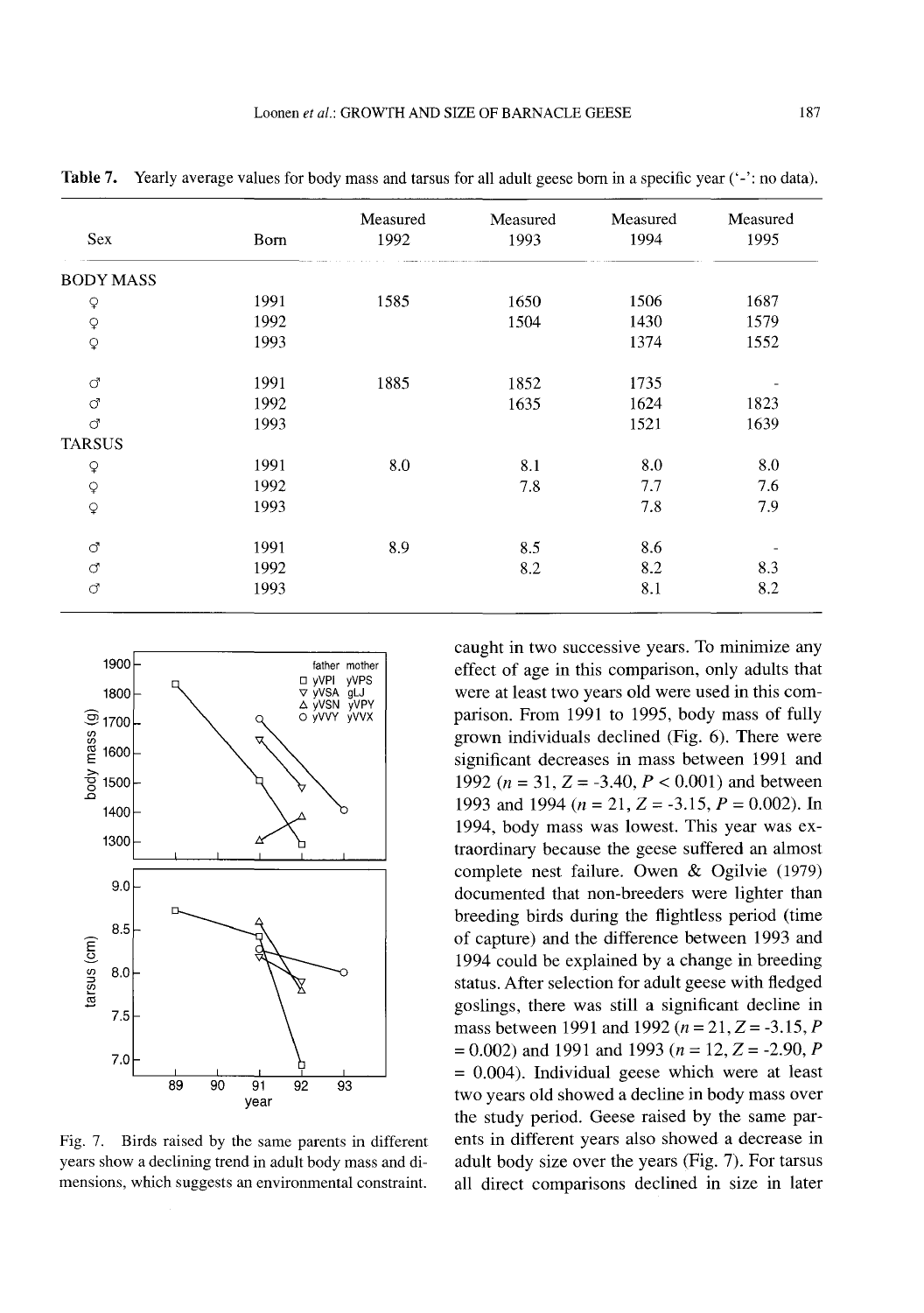**Table 7.** Yearly average values for body mass and tarsus for all adult geese born in a specific year ('-': no data).

| Sex | Born | Measured 1992 | Measured 1993 | Measured 1994 | Measured 1995 |
|---|---|---|---|---|---|
| BODY MASS | | | | | |
| ♀ | 1991 | 1585 | 1650 | 1506 | 1687 |
| ♀ | 1992 | | 1504 | 1430 | 1579 |
| ♀ | 1993 | | | 1374 | 1552 |
| ♂ | 1991 | 1885 | 1852 | 1735 | - |
| ♂ | 1992 | | 1635 | 1624 | 1823 |
| ♂ | 1993 | | | 1521 | 1639 |
| TARSUS | | | | | |
| ♀ | 1991 | 8.0 | 8.1 | 8.0 | 8.0 |
| ♀ | 1992 | | 7.8 | 7.7 | 7.6 |
| ♀ | 1993 | | | 7.8 | 7.9 |
| ♂ | 1991 | 8.9 | 8.5 | 8.6 | - |
| ♂ | 1992 | | 8.2 | 8.2 | 8.3 |
| ♂ | 1993 | | | 8.1 | 8.2 |

Fig. 7. Birds raised by the same parents in different years show a declining trend in adult body mass and dimensions, which suggests an environmental constraint.

caught in two successive years. To minimize any effect of age in this comparison, only adults that were at least two years old were used in this comparison. From 1991 to 1995, body mass of fully grown individuals declined (Fig. 6). There were significant decreases in mass between 1991 and 1992 ($n = 31$, $Z = -3.40$, $P < 0.001$) and between 1993 and 1994 ($n = 21$, $Z = -3.15$, $P = 0.002$). In 1994, body mass was lowest. This year was extraordinary because the geese suffered an almost complete nest failure. Owen & Ogilvie (1979) documented that non-breeders were lighter than breeding birds during the flightless period (time of capture) and the difference between 1993 and 1994 could be explained by a change in breeding status. After selection for adult geese with fledged goslings, there was still a significant decline in mass between 1991 and 1992 ($n = 21$, $Z = -3.15$, $P = 0.002$) and 1991 and 1993 ($n = 12$, $Z = -2.90$, $P = 0.004$). Individual geese which were at least two years old showed a decline in body mass over the study period. Geese raised by the same parents in different years also showed a decrease in adult body size over the years (Fig. 7). For tarsus all direct comparisons declined in size in later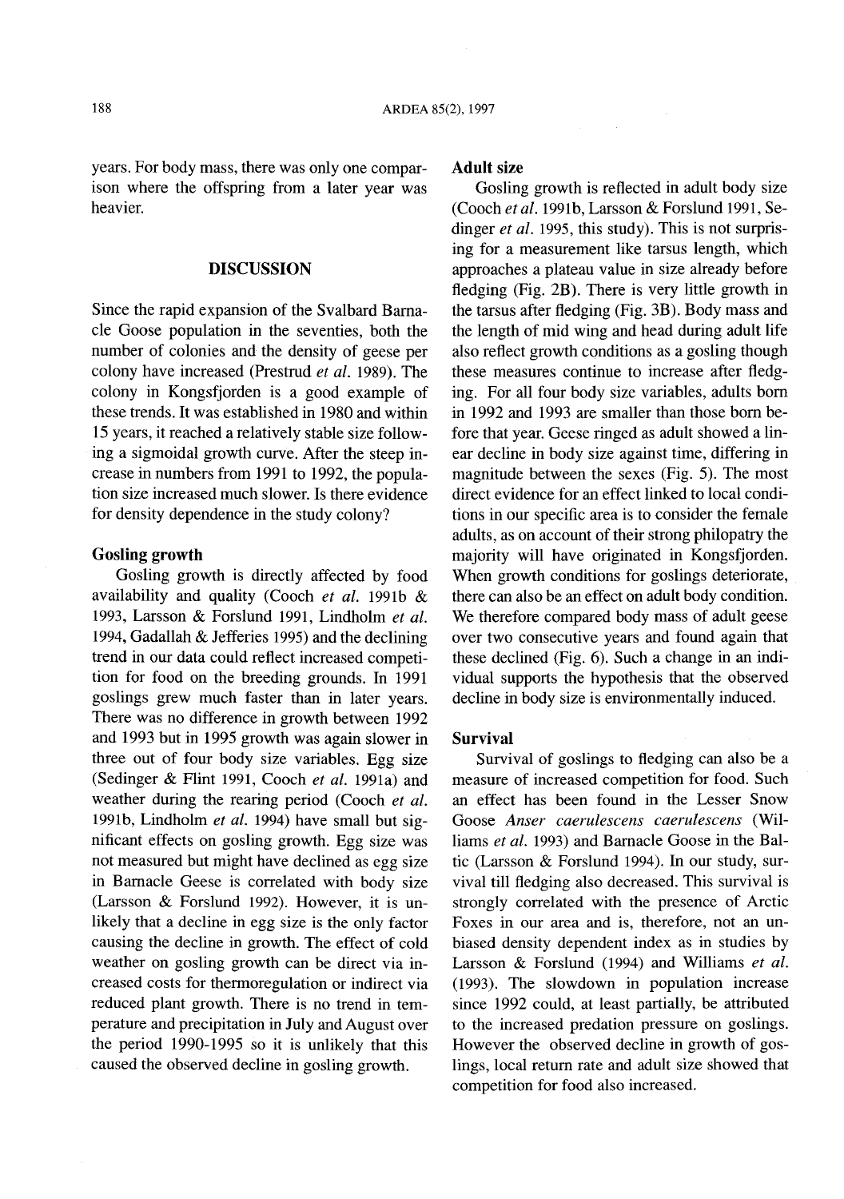years. For body mass, there was only one comparison where the offspring from a later year was heavier.

## DISCUSSION

Since the rapid expansion of the Svalbard Barnacle Goose population in the seventies, both the number of colonies and the density of geese per colony have increased (Prestrud *et al.* 1989). The colony in Kongsfjorden is a good example of these trends. It was established in 1980 and within 15 years, it reached a relatively stable size following a sigmoidal growth curve. After the steep increase in numbers from 1991 to 1992, the population size increased much slower. Is there evidence for density dependence in the study colony?

### Gosling growth

Gosling growth is directly affected by food availability and quality (Cooch *et al.* 1991b & 1993, Larsson & Forslund 1991, Lindholm *et al.* 1994, Gadallah & Jefferies 1995) and the declining trend in our data could reflect increased competition for food on the breeding grounds. In 1991 goslings grew much faster than in later years. There was no difference in growth between 1992 and 1993 but in 1995 growth was again slower in three out of four body size variables. Egg size (Sedinger & Flint 1991, Cooch *et al.* 1991a) and weather during the rearing period (Cooch *et al.* 1991b, Lindholm *et al.* 1994) have small but significant effects on gosling growth. Egg size was not measured but might have declined as egg size in Barnacle Geese is correlated with body size (Larsson & Forslund 1992). However, it is unlikely that a decline in egg size is the only factor causing the decline in growth. The effect of cold weather on gosling growth can be direct via increased costs for thermoregulation or indirect via reduced plant growth. There is no trend in temperature and precipitation in July and August over the period 1990-1995 so it is unlikely that this caused the observed decline in gosling growth.

### Adult size

Gosling growth is reflected in adult body size (Cooch *et al.* 1991b, Larsson & Forslund 1991, Sedinger *et al.* 1995, this study). This is not surprising for a measurement like tarsus length, which approaches a plateau value in size already before fledging (Fig. 2B). There is very little growth in the tarsus after fledging (Fig. 3B). Body mass and the length of mid wing and head during adult life also reflect growth conditions as a gosling though these measures continue to increase after fledging. For all four body size variables, adults born in 1992 and 1993 are smaller than those born before that year. Geese ringed as adult showed a linear decline in body size against time, differing in magnitude between the sexes (Fig. 5). The most direct evidence for an effect linked to local conditions in our specific area is to consider the female adults, as on account of their strong philopatry the majority will have originated in Kongsfjorden. When growth conditions for goslings deteriorate, there can also be an effect on adult body condition. We therefore compared body mass of adult geese over two consecutive years and found again that these declined (Fig. 6). Such a change in an individual supports the hypothesis that the observed decline in body size is environmentally induced.

### Survival

Survival of goslings to fledging can also be a measure of increased competition for food. Such an effect has been found in the Lesser Snow Goose *Anser caerulescens caerulescens* (Williams *et al.* 1993) and Barnacle Goose in the Baltic (Larsson & Forslund 1994). In our study, survival till fledging also decreased. This survival is strongly correlated with the presence of Arctic Foxes in our area and is, therefore, not an unbiased density dependent index as in studies by Larsson & Forslund (1994) and Williams *et al.* (1993). The slowdown in population increase since 1992 could, at least partially, be attributed to the increased predation pressure on goslings. However the observed decline in growth of goslings, local return rate and adult size showed that competition for food also increased.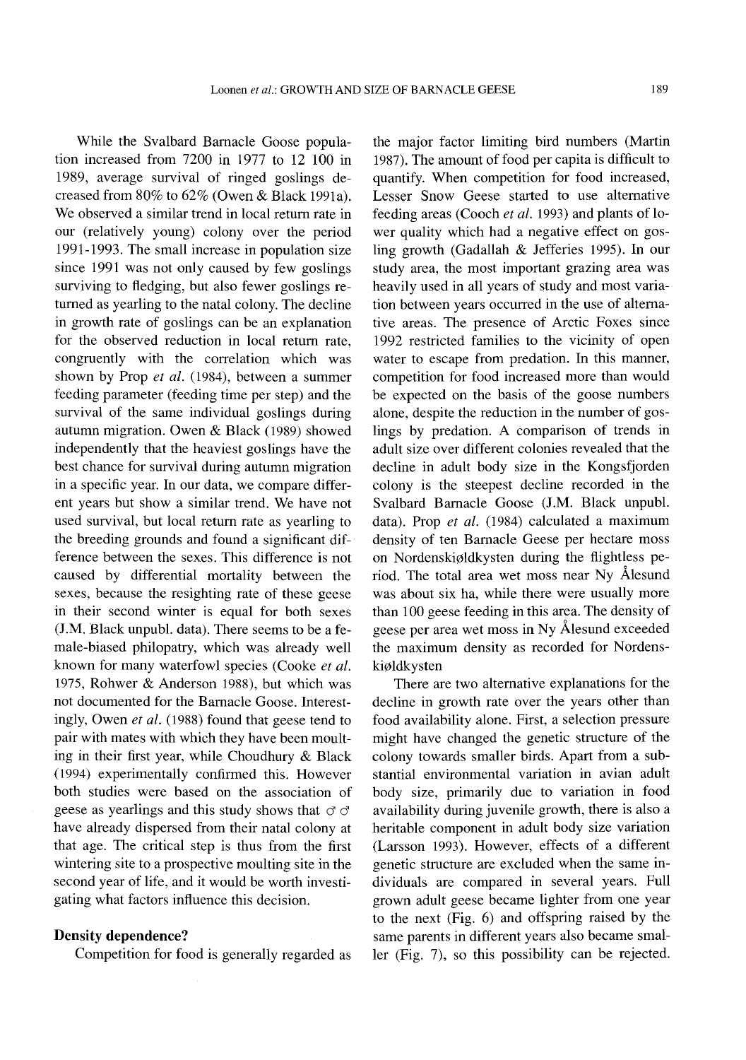While the Svalbard Barnacle Goose population increased from 7200 in 1977 to 12 100 in 1989, average survival of ringed goslings decreased from 80% to 62% (Owen & Black 1991a). We observed a similar trend in local return rate in our (relatively young) colony over the period 1991-1993. The small increase in population size since 1991 was not only caused by few goslings surviving to fledging, but also fewer goslings returned as yearling to the natal colony. The decline in growth rate of goslings can be an explanation for the observed reduction in local return rate, congruently with the correlation which was shown by Prop *et al.* (1984), between a summer feeding parameter (feeding time per step) and the survival of the same individual goslings during autumn migration. Owen & Black (1989) showed independently that the heaviest goslings have the best chance for survival during autumn migration in a specific year. In our data, we compare different years but show a similar trend. We have not used survival, but local return rate as yearling to the breeding grounds and found a significant difference between the sexes. This difference is not caused by differential mortality between the sexes, because the resighting rate of these geese in their second winter is equal for both sexes (J.M. Black unpubl. data). There seems to be a female-biased philopatry, which was already well known for many waterfowl species (Cooke *et al.* 1975, Rohwer & Anderson 1988), but which was not documented for the Barnacle Goose. Interestingly, Owen *et al.* (1988) found that geese tend to pair with mates with which they have been moulting in their first year, while Choudhury & Black (1994) experimentally confirmed this. However both studies were based on the association of geese as yearlings and this study shows that ♂♂ have already dispersed from their natal colony at that age. The critical step is thus from the first wintering site to a prospective moulting site in the second year of life, and it would be worth investigating what factors influence this decision.

### Density dependence?

Competition for food is generally regarded as the major factor limiting bird numbers (Martin 1987). The amount of food per capita is difficult to quantify. When competition for food increased, Lesser Snow Geese started to use alternative feeding areas (Cooch *et al.* 1993) and plants of lower quality which had a negative effect on gosling growth (Gadallah & Jefferies 1995). In our study area, the most important grazing area was heavily used in all years of study and most variation between years occurred in the use of alternative areas. The presence of Arctic Foxes since 1992 restricted families to the vicinity of open water to escape from predation. In this manner, competition for food increased more than would be expected on the basis of the goose numbers alone, despite the reduction in the number of goslings by predation. A comparison of trends in adult size over different colonies revealed that the decline in adult body size in the Kongsfjorden colony is the steepest decline recorded in the Svalbard Barnacle Goose (J.M. Black unpubl. data). Prop *et al.* (1984) calculated a maximum density of ten Barnacle Geese per hectare moss on Nordenskiøldkysten during the flightless period. The total area wet moss near Ny Ålesund was about six ha, while there were usually more than 100 geese feeding in this area. The density of geese per area wet moss in Ny Ålesund exceeded the maximum density as recorded for Nordenskiøldkysten

There are two alternative explanations for the decline in growth rate over the years other than food availability alone. First, a selection pressure might have changed the genetic structure of the colony towards smaller birds. Apart from a substantial environmental variation in avian adult body size, primarily due to variation in food availability during juvenile growth, there is also a heritable component in adult body size variation (Larsson 1993). However, effects of a different genetic structure are excluded when the same individuals are compared in several years. Full grown adult geese became lighter from one year to the next (Fig. 6) and offspring raised by the same parents in different years also became smaller (Fig. 7), so this possibility can be rejected.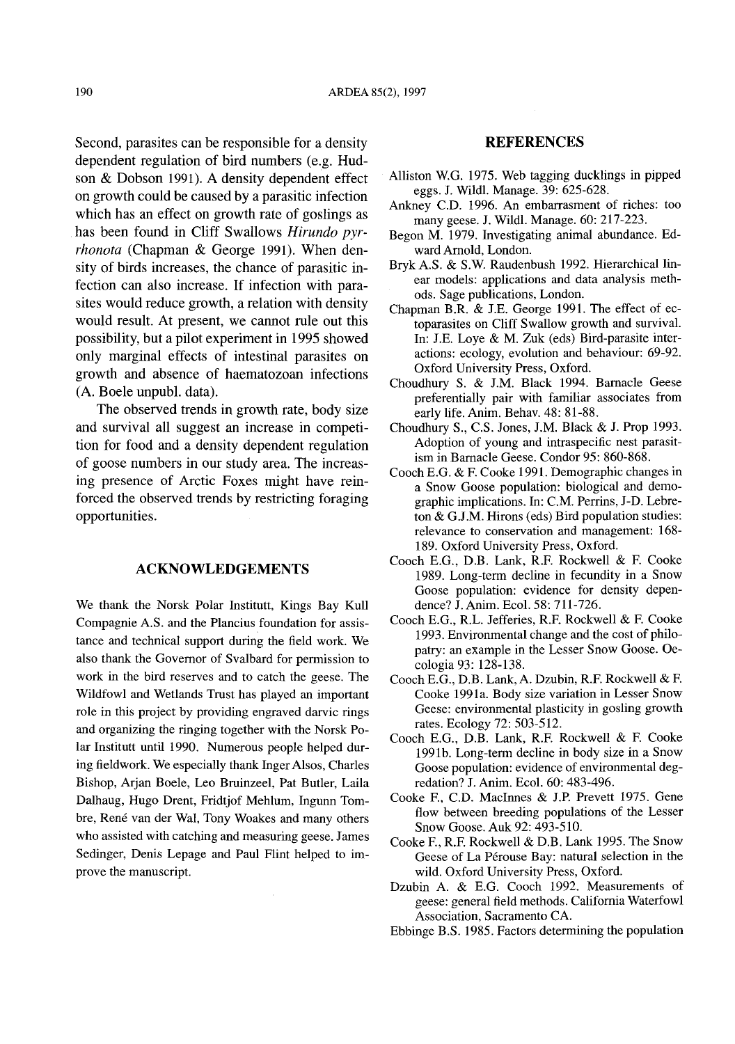Second, parasites can be responsible for a density dependent regulation of bird numbers (e.g. Hudson & Dobson 1991). A density dependent effect on growth could be caused by a parasitic infection which has an effect on growth rate of goslings as has been found in Cliff Swallows *Hirundo pyrrhonota* (Chapman & George 1991). When density of birds increases, the chance of parasitic infection can also increase. If infection with parasites would reduce growth, a relation with density would result. At present, we cannot rule out this possibility, but a pilot experiment in 1995 showed only marginal effects of intestinal parasites on growth and absence of haematozoan infections (A. Boele unpubl. data).

The observed trends in growth rate, body size and survival all suggest an increase in competition for food and a density dependent regulation of goose numbers in our study area. The increasing presence of Arctic Foxes might have reinforced the observed trends by restricting foraging opportunities.

## ACKNOWLEDGEMENTS

We thank the Norsk Polar Institutt, Kings Bay Kull Compagnie A.S. and the Plancius foundation for assistance and technical support during the field work. We also thank the Governor of Svalbard for permission to work in the bird reserves and to catch the geese. The Wildfowl and Wetlands Trust has played an important role in this project by providing engraved darvic rings and organizing the ringing together with the Norsk Polar Institutt until 1990. Numerous people helped during fieldwork. We especially thank Inger Alsos, Charles Bishop, Arjan Boele, Leo Bruinzeel, Pat Butler, Laila Dalhaug, Hugo Drent, Fridtjof Mehlum, Ingunn Tombre, René van der Wal, Tony Woakes and many others who assisted with catching and measuring geese. James Sedinger, Denis Lepage and Paul Flint helped to improve the manuscript.

## REFERENCES

Alliston W.G. 1975. Web tagging ducklings in pipped eggs. J. Wildl. Manage. 39: 625-628.

Ankney C.D. 1996. An embarrasment of riches: too many geese. J. Wildl. Manage. 60: 217-223.

Begon M. 1979. Investigating animal abundance. Edward Arnold, London.

Bryk A.S. & S.W. Raudenbush 1992. Hierarchical linear models: applications and data analysis methods. Sage publications, London.

Chapman B.R. & J.E. George 1991. The effect of ectoparasites on Cliff Swallow growth and survival. In: J.E. Loye & M. Zuk (eds) Bird-parasite interactions: ecology, evolution and behaviour: 69-92. Oxford University Press, Oxford.

Choudhury S. & J.M. Black 1994. Barnacle Geese preferentially pair with familiar associates from early life. Anim. Behav. 48: 81-88.

Choudhury S., C.S. Jones, J.M. Black & J. Prop 1993. Adoption of young and intraspecific nest parasitism in Barnacle Geese. Condor 95: 860-868.

Cooch E.G. & F. Cooke 1991. Demographic changes in a Snow Goose population: biological and demographic implications. In: C.M. Perrins, J-D. Lebreton & G.J.M. Hirons (eds) Bird population studies: relevance to conservation and management: 168-189. Oxford University Press, Oxford.

Cooch E.G., D.B. Lank, R.F. Rockwell & F. Cooke 1989. Long-term decline in fecundity in a Snow Goose population: evidence for density dependence? J. Anim. Ecol. 58: 711-726.

Cooch E.G., R.L. Jefferies, R.F. Rockwell & F. Cooke 1993. Environmental change and the cost of philopatry: an example in the Lesser Snow Goose. Oecologia 93: 128-138.

Cooch E.G., D.B. Lank, A. Dzubin, R.F. Rockwell & F. Cooke 1991a. Body size variation in Lesser Snow Geese: environmental plasticity in gosling growth rates. Ecology 72: 503-512.

Cooch E.G., D.B. Lank, R.F. Rockwell & F. Cooke 1991b. Long-term decline in body size in a Snow Goose population: evidence of environmental degredation? J. Anim. Ecol. 60: 483-496.

Cooke F., C.D. MacInnes & J.P. Prevett 1975. Gene flow between breeding populations of the Lesser Snow Goose. Auk 92: 493-510.

Cooke F., R.F. Rockwell & D.B. Lank 1995. The Snow Geese of La Pérouse Bay: natural selection in the wild. Oxford University Press, Oxford.

Dzubin A. & E.G. Cooch 1992. Measurements of geese: general field methods. California Waterfowl Association, Sacramento CA.

Ebbinge B.S. 1985. Factors determining the population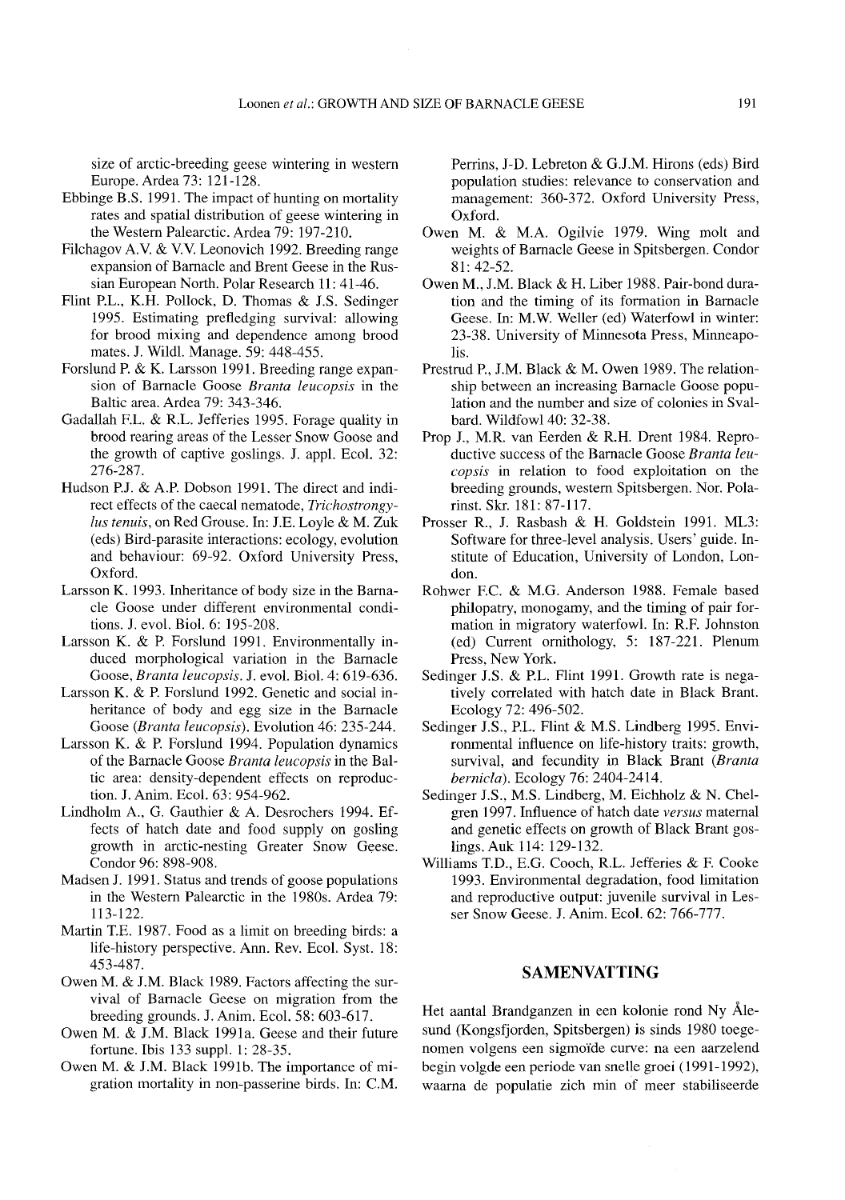size of arctic-breeding geese wintering in western Europe. Ardea 73: 121-128.

Ebbinge B.S. 1991. The impact of hunting on mortality rates and spatial distribution of geese wintering in the Western Palearctic. Ardea 79: 197-210.

Filchagov A.V. & V.V. Leonovich 1992. Breeding range expansion of Barnacle and Brent Geese in the Russian European North. Polar Research 11: 41-46.

Flint P.L., K.H. Pollock, D. Thomas & J.S. Sedinger 1995. Estimating prefledging survival: allowing for brood mixing and dependence among brood mates. J. Wildl. Manage. 59: 448-455.

Forslund P. & K. Larsson 1991. Breeding range expansion of Barnacle Goose *Branta leucopsis* in the Baltic area. Ardea 79: 343-346.

Gadallah F.L. & R.L. Jefferies 1995. Forage quality in brood rearing areas of the Lesser Snow Goose and the growth of captive goslings. J. appl. Ecol. 32: 276-287.

Hudson P.J. & A.P. Dobson 1991. The direct and indirect effects of the caecal nematode, *Trichostrongylus tenuis*, on Red Grouse. In: J.E. Loyle & M. Zuk (eds) Bird-parasite interactions: ecology, evolution and behaviour: 69-92. Oxford University Press, Oxford.

Larsson K. 1993. Inheritance of body size in the Barnacle Goose under different environmental conditions. J. evol. Biol. 6: 195-208.

Larsson K. & P. Forslund 1991. Environmentally induced morphological variation in the Barnacle Goose, *Branta leucopsis*. J. evol. Biol. 4: 619-636.

Larsson K. & P. Forslund 1992. Genetic and social inheritance of body and egg size in the Barnacle Goose (*Branta leucopsis*). Evolution 46: 235-244.

Larsson K. & P. Forslund 1994. Population dynamics of the Barnacle Goose *Branta leucopsis* in the Baltic area: density-dependent effects on reproduction. J. Anim. Ecol. 63: 954-962.

Lindholm A., G. Gauthier & A. Desrochers 1994. Effects of hatch date and food supply on gosling growth in arctic-nesting Greater Snow Geese. Condor 96: 898-908.

Madsen J. 1991. Status and trends of goose populations in the Western Palearctic in the 1980s. Ardea 79: 113-122.

Martin T.E. 1987. Food as a limit on breeding birds: a life-history perspective. Ann. Rev. Ecol. Syst. 18: 453-487.

Owen M. & J.M. Black 1989. Factors affecting the survival of Barnacle Geese on migration from the breeding grounds. J. Anim. Ecol. 58: 603-617.

Owen M. & J.M. Black 1991a. Geese and their future fortune. Ibis 133 suppl. 1: 28-35.

Owen M. & J.M. Black 1991b. The importance of migration mortality in non-passerine birds. In: C.M. Perrins, J-D. Lebreton & G.J.M. Hirons (eds) Bird population studies: relevance to conservation and management: 360-372. Oxford University Press, Oxford.

Owen M. & M.A. Ogilvie 1979. Wing molt and weights of Barnacle Geese in Spitsbergen. Condor 81: 42-52.

Owen M., J.M. Black & H. Liber 1988. Pair-bond duration and the timing of its formation in Barnacle Geese. In: M.W. Weller (ed) Waterfowl in winter: 23-38. University of Minnesota Press, Minneapolis.

Prestrud P., J.M. Black & M. Owen 1989. The relationship between an increasing Barnacle Goose population and the number and size of colonies in Svalbard. Wildfowl 40: 32-38.

Prop J., M.R. van Eerden & R.H. Drent 1984. Reproductive success of the Barnacle Goose *Branta leucopsis* in relation to food exploitation on the breeding grounds, western Spitsbergen. Nor. Polarinst. Skr. 181: 87-117.

Prosser R., J. Rasbash & H. Goldstein 1991. ML3: Software for three-level analysis. Users' guide. Institute of Education, University of London, London.

Rohwer F.C. & M.G. Anderson 1988. Female based philopatry, monogamy, and the timing of pair formation in migratory waterfowl. In: R.F. Johnston (ed) Current ornithology, 5: 187-221. Plenum Press, New York.

Sedinger J.S. & P.L. Flint 1991. Growth rate is negatively correlated with hatch date in Black Brant. Ecology 72: 496-502.

Sedinger J.S., P.L. Flint & M.S. Lindberg 1995. Environmental influence on life-history traits: growth, survival, and fecundity in Black Brant (*Branta bernicla*). Ecology 76: 2404-2414.

Sedinger J.S., M.S. Lindberg, M. Eichholz & N. Chelgren 1997. Influence of hatch date *versus* maternal and genetic effects on growth of Black Brant goslings. Auk 114: 129-132.

Williams T.D., E.G. Cooch, R.L. Jefferies & F. Cooke 1993. Environmental degradation, food limitation and reproductive output: juvenile survival in Lesser Snow Geese. J. Anim. Ecol. 62: 766-777.

## SAMENVATTING

Het aantal Brandganzen in een kolonie rond Ny Ålesund (Kongsfjorden, Spitsbergen) is sinds 1980 toegenomen volgens een sigmoïde curve: na een aarzelend begin volgde een periode van snelle groei (1991-1992), waarna de populatie zich min of meer stabiliseerde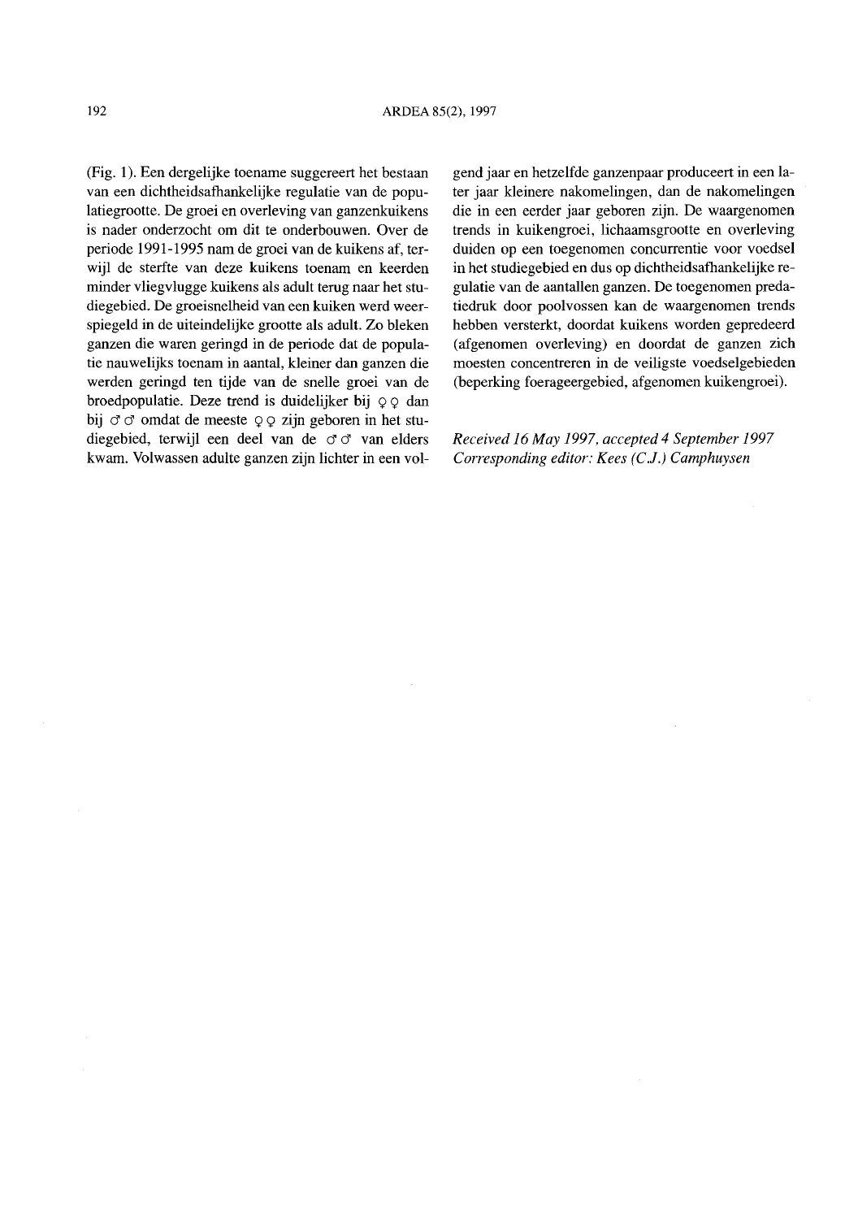(Fig. 1). Een dergelijke toename suggereert het bestaan van een dichtheidsafhankelijke regulatie van de populatiegrootte. De groei en overleving van ganzenkuikens is nader onderzocht om dit te onderbouwen. Over de periode 1991-1995 nam de groei van de kuikens af, terwijl de sterfte van deze kuikens toenam en keerden minder vliegvlugge kuikens als adult terug naar het studiegebied. De groeisnelheid van een kuiken werd weerspiegeld in de uiteindelijke grootte als adult. Zo bleken ganzen die waren geringd in de periode dat de populatie nauwelijks toenam in aantal, kleiner dan ganzen die werden geringd ten tijde van de snelle groei van de broedpopulatie. Deze trend is duidelijker bij ♀♀ dan bij ♂♂ omdat de meeste ♀♀ zijn geboren in het studiegebied, terwijl een deel van de ♂♂ van elders kwam. Volwassen adulte ganzen zijn lichter in een volgend jaar en hetzelfde ganzenpaar produceert in een later jaar kleinere nakomelingen, dan de nakomelingen die in een eerder jaar geboren zijn. De waargenomen trends in kuikengroei, lichaamsgrootte en overleving duiden op een toegenomen concurrentie voor voedsel in het studiegebied en dus op dichtheidsafhankelijke regulatie van de aantallen ganzen. De toegenomen predatiedruk door poolvossen kan de waargenomen trends hebben versterkt, doordat kuikens worden gepredeerd (afgenomen overleving) en doordat de ganzen zich moesten concentreren in de veiligste voedselgebieden (beperking foerageergebied, afgenomen kuikengroei).

*Received 16 May 1997, accepted 4 September 1997*
*Corresponding editor: Kees (C.J.) Camphuysen*